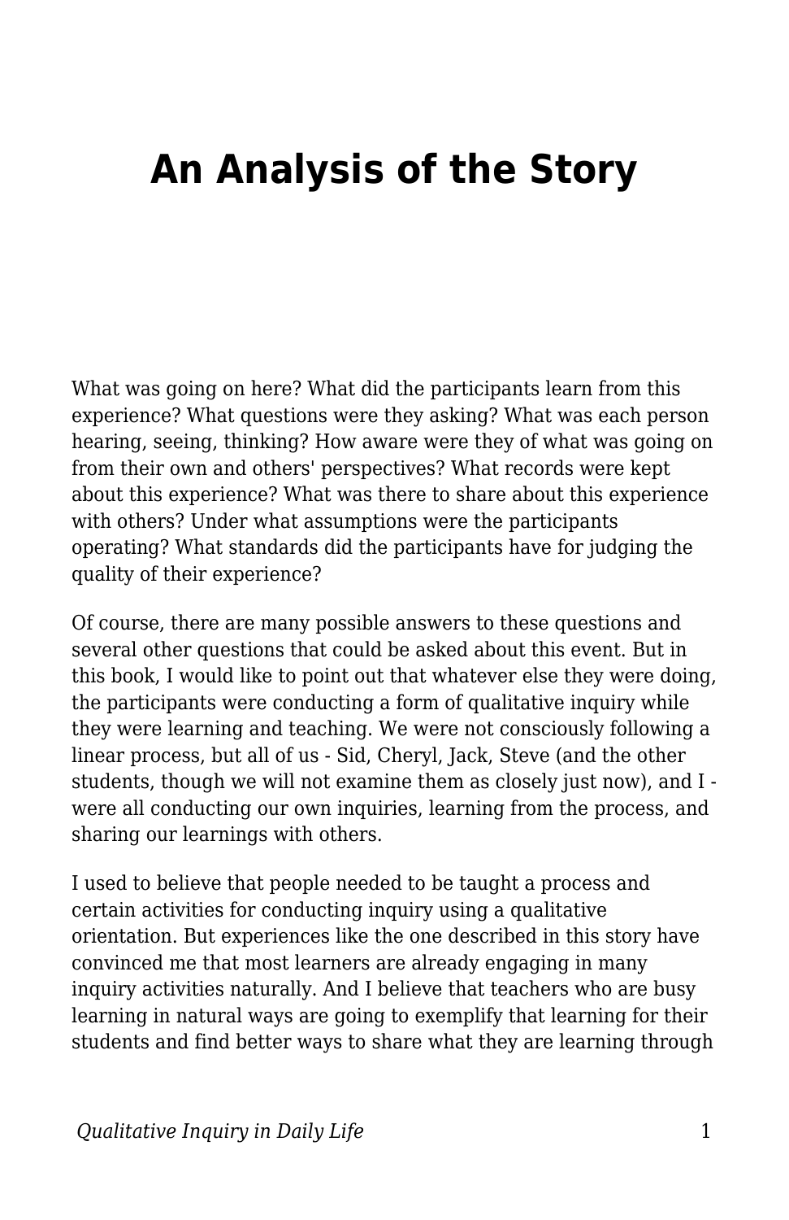# An Analysis of the Story

What was going on here? What did the participants learn from this experience? What questions were they asking? What was each person hearing, seeing, thinking? How aware were they of what was going on from their own and others' perspectives? What records were kept about this experience? What was there to share about this experience with others? Under what assumptions were the participants operating? What standards did the participants have for judging the quality of their experience?

Of course, there are many possible answers to these questions and several other questions that could be asked about this event. But in this book, I would like to point out that whatever else they were doing, the participants were conducting a form of qualitative inquiry while they were learning and teaching. We were not consciously following a linear process, but all of us - Sid, Cheryl, Jack, Steve (and the other students, though we will not examine them as closely just now), and I - were all conducting our own inquiries, learning from the process, and sharing our learnings with others.

I used to believe that people needed to be taught a process and certain activities for conducting inquiry using a qualitative orientation. But experiences like the one described in this story have convinced me that most learners are already engaging in many inquiry activities naturally. And I believe that teachers who are busy learning in natural ways are going to exemplify that learning for their students and find better ways to share what they are learning through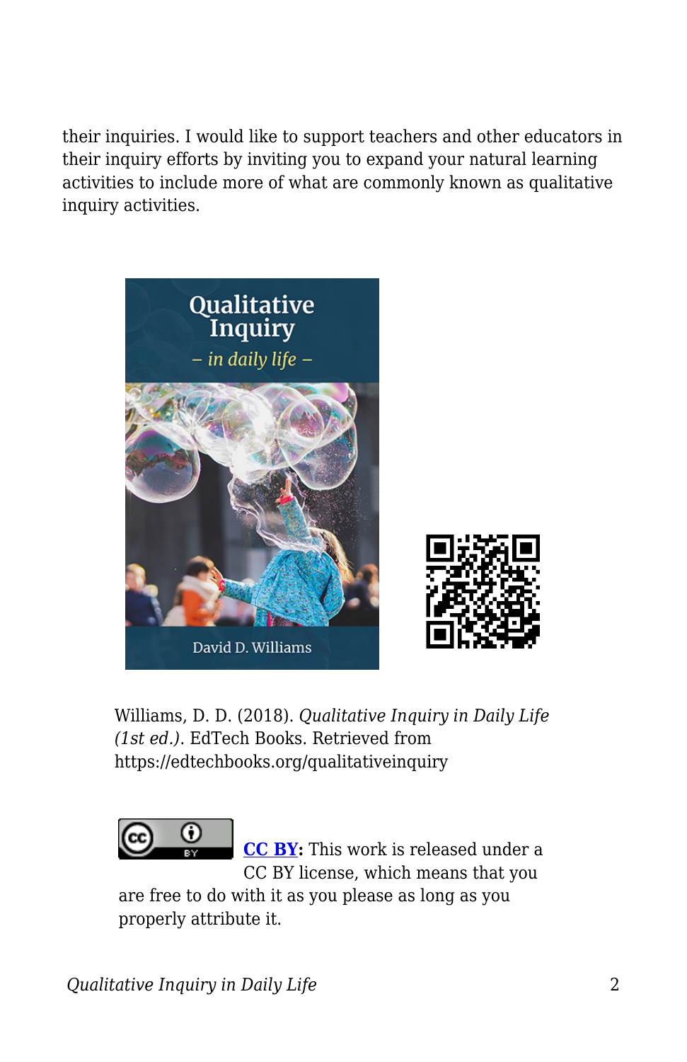their inquiries. I would like to support teachers and other educators in their inquiry efforts by inviting you to expand your natural learning activities to include more of what are commonly known as qualitative inquiry activities.

Williams, D. D. (2018). *Qualitative Inquiry in Daily Life (1st ed.)*. EdTech Books. Retrieved from https://edtechbooks.org/qualitativeinquiry

**CC BY:** This work is released under a CC BY license, which means that you are free to do with it as you please as long as you properly attribute it.